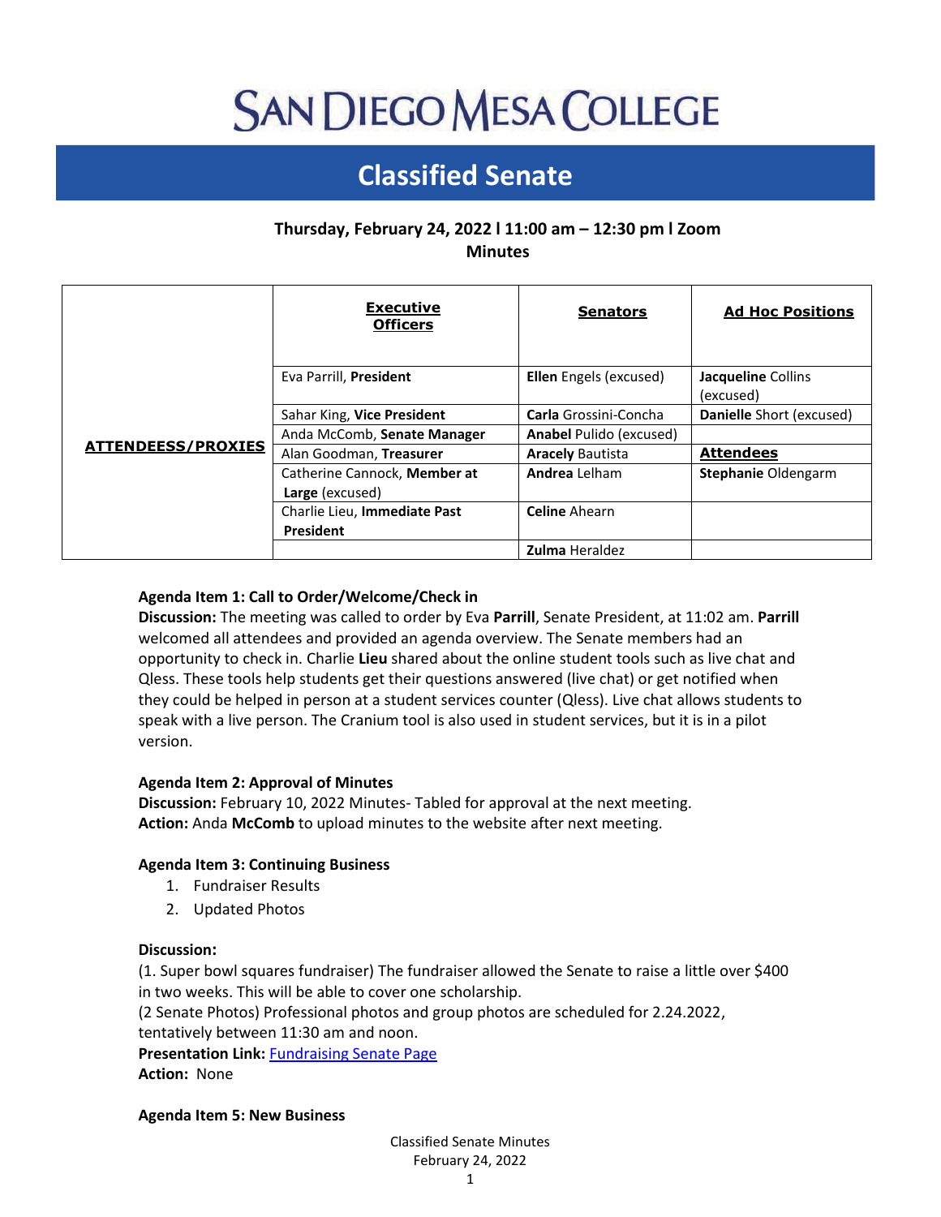# SAN DIEGO MESA COLLEGE

## Classified Senate

**Thursday, February 24, 2022 l 11:00 am – 12:30 pm l Zoom**

**Minutes**

| | **Executive Officers** | **Senators** | **Ad Hoc Positions** |
|---|---|---|---|
| **ATTENDEESS/PROXIES** | Eva Parrill, **President** | **Ellen** Engels (excused) | **Jacqueline** Collins (excused) |
| | Sahar King, **Vice President** | **Carla** Grossini-Concha | **Danielle** Short (excused) |
| | Anda McComb, **Senate Manager** | **Anabel** Pulido (excused) | |
| | Alan Goodman, **Treasurer** | **Aracely** Bautista | **Attendees** |
| | Catherine Cannock, **Member at Large** (excused) | **Andrea** Lelham | **Stephanie** Oldengarm |
| | Charlie Lieu, **Immediate Past President** | **Celine** Ahearn | |
| | | **Zulma** Heraldez | |

**Agenda Item 1: Call to Order/Welcome/Check in**

**Discussion:** The meeting was called to order by Eva **Parrill**, Senate President, at 11:02 am. **Parrill** welcomed all attendees and provided an agenda overview. The Senate members had an opportunity to check in. Charlie **Lieu** shared about the online student tools such as live chat and Qless. These tools help students get their questions answered (live chat) or get notified when they could be helped in person at a student services counter (Qless). Live chat allows students to speak with a live person. The Cranium tool is also used in student services, but it is in a pilot version.

**Agenda Item 2: Approval of Minutes**

**Discussion:** February 10, 2022 Minutes- Tabled for approval at the next meeting.

**Action:** Anda **McComb** to upload minutes to the website after next meeting.

**Agenda Item 3: Continuing Business**

1. Fundraiser Results
2. Updated Photos

**Discussion:**

(1. Super bowl squares fundraiser) The fundraiser allowed the Senate to raise a little over $400 in two weeks. This will be able to cover one scholarship.

(2 Senate Photos) Professional photos and group photos are scheduled for 2.24.2022, tentatively between 11:30 am and noon.

**Presentation Link:** Fundraising Senate Page

**Action:** None

**Agenda Item 5: New Business**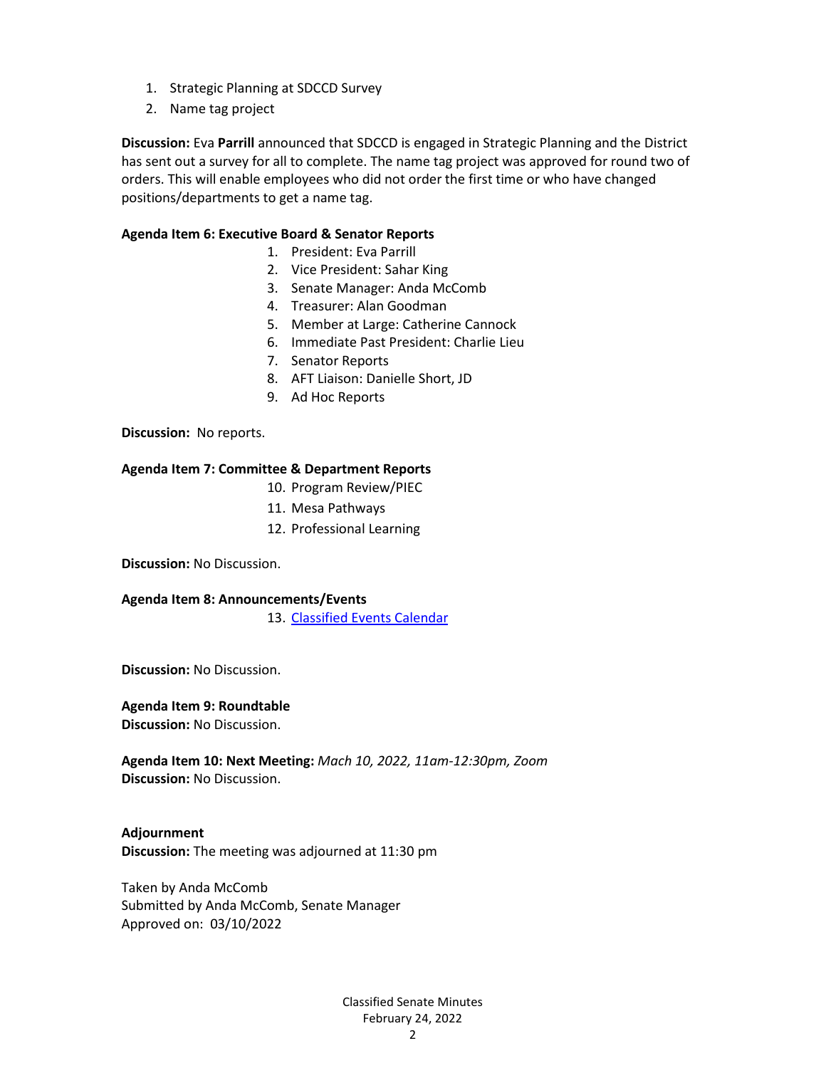1. Strategic Planning at SDCCD Survey
2. Name tag project

**Discussion:** Eva **Parrill** announced that SDCCD is engaged in Strategic Planning and the District has sent out a survey for all to complete. The name tag project was approved for round two of orders. This will enable employees who did not order the first time or who have changed positions/departments to get a name tag.

**Agenda Item 6: Executive Board & Senator Reports**

1. President: Eva Parrill
2. Vice President: Sahar King
3. Senate Manager: Anda McComb
4. Treasurer: Alan Goodman
5. Member at Large: Catherine Cannock
6. Immediate Past President: Charlie Lieu
7. Senator Reports
8. AFT Liaison: Danielle Short, JD
9. Ad Hoc Reports

**Discussion:** No reports.

**Agenda Item 7: Committee & Department Reports**

10. Program Review/PIEC
11. Mesa Pathways
12. Professional Learning

**Discussion:** No Discussion.

**Agenda Item 8: Announcements/Events**

13. Classified Events Calendar

**Discussion:** No Discussion.

**Agenda Item 9: Roundtable**
**Discussion:** No Discussion.

**Agenda Item 10: Next Meeting:** *Mach 10, 2022, 11am-12:30pm, Zoom*
**Discussion:** No Discussion.

**Adjournment**
**Discussion:** The meeting was adjourned at 11:30 pm

Taken by Anda McComb
Submitted by Anda McComb, Senate Manager
Approved on: 03/10/2022